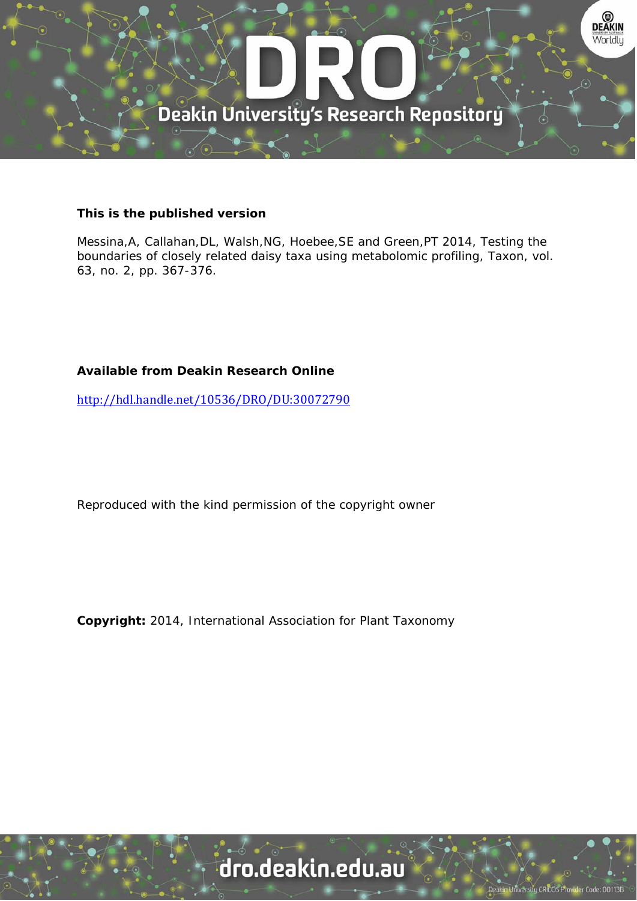**This is the published version**

Messina,A, Callahan,DL, Walsh,NG, Hoebee,SE and Green,PT 2014, Testing the boundaries of closely related daisy taxa using metabolomic profiling, Taxon, vol. 63, no. 2, pp. 367-376.

**Available from Deakin Research Online**

http://hdl.handle.net/10536/DRO/DU:30072790

Reproduced with the kind permission of the copyright owner

**Copyright:** 2014, International Association for Plant Taxonomy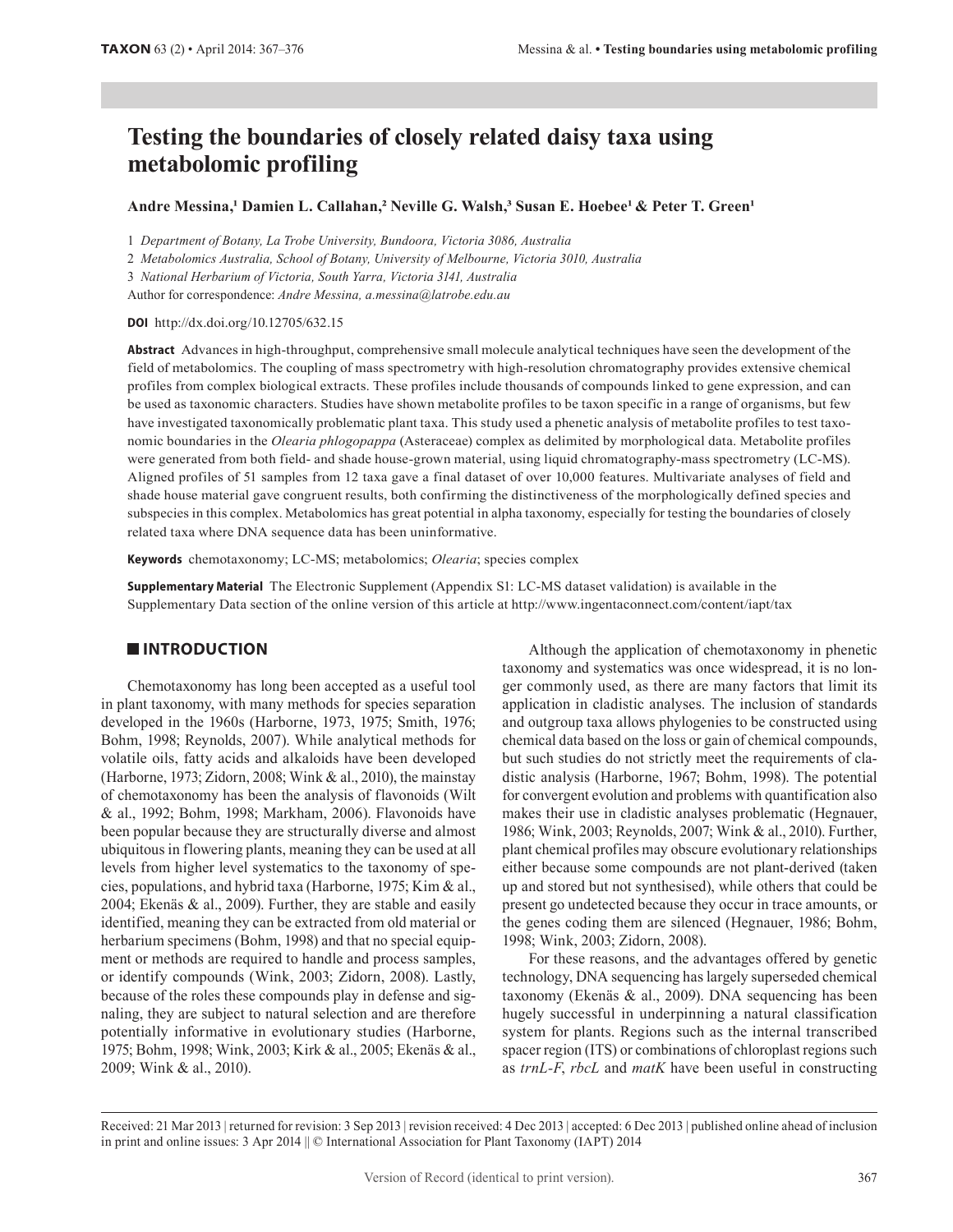# Testing the boundaries of closely related daisy taxa using metabolomic profiling

**Andre Messina,[1] Damien L. Callahan,[2] Neville G. Walsh,[3] Susan E. Hoebee[1] & Peter T. Green[1]**

1 *Department of Botany, La Trobe University, Bundoora, Victoria 3086, Australia*

2 *Metabolomics Australia, School of Botany, University of Melbourne, Victoria 3010, Australia*

3 *National Herbarium of Victoria, South Yarra, Victoria 3141, Australia*

Author for correspondence: *Andre Messina, a.messina@latrobe.edu.au*

**DOI** http://dx.doi.org/10.12705/632.15

**Abstract** Advances in high-throughput, comprehensive small molecule analytical techniques have seen the development of the field of metabolomics. The coupling of mass spectrometry with high-resolution chromatography provides extensive chemical profiles from complex biological extracts. These profiles include thousands of compounds linked to gene expression, and can be used as taxonomic characters. Studies have shown metabolite profiles to be taxon specific in a range of organisms, but few have investigated taxonomically problematic plant taxa. This study used a phenetic analysis of metabolite profiles to test taxonomic boundaries in the *Olearia phlogopappa* (Asteraceae) complex as delimited by morphological data. Metabolite profiles were generated from both field- and shade house-grown material, using liquid chromatography-mass spectrometry (LC-MS). Aligned profiles of 51 samples from 12 taxa gave a final dataset of over 10,000 features. Multivariate analyses of field and shade house material gave congruent results, both confirming the distinctiveness of the morphologically defined species and subspecies in this complex. Metabolomics has great potential in alpha taxonomy, especially for testing the boundaries of closely related taxa where DNA sequence data has been uninformative.

**Keywords** chemotaxonomy; LC-MS; metabolomics; *Olearia*; species complex

**Supplementary Material** The Electronic Supplement (Appendix S1: LC-MS dataset validation) is available in the Supplementary Data section of the online version of this article at http://www.ingentaconnect.com/content/iapt/tax

## INTRODUCTION

Chemotaxonomy has long been accepted as a useful tool in plant taxonomy, with many methods for species separation developed in the 1960s (Harborne, 1973, 1975; Smith, 1976; Bohm, 1998; Reynolds, 2007). While analytical methods for volatile oils, fatty acids and alkaloids have been developed (Harborne, 1973; Zidorn, 2008; Wink & al., 2010), the mainstay of chemotaxonomy has been the analysis of flavonoids (Wilt & al., 1992; Bohm, 1998; Markham, 2006). Flavonoids have been popular because they are structurally diverse and almost ubiquitous in flowering plants, meaning they can be used at all levels from higher level systematics to the taxonomy of species, populations, and hybrid taxa (Harborne, 1975; Kim & al., 2004; Ekenäs & al., 2009). Further, they are stable and easily identified, meaning they can be extracted from old material or herbarium specimens (Bohm, 1998) and that no special equipment or methods are required to handle and process samples, or identify compounds (Wink, 2003; Zidorn, 2008). Lastly, because of the roles these compounds play in defense and signaling, they are subject to natural selection and are therefore potentially informative in evolutionary studies (Harborne, 1975; Bohm, 1998; Wink, 2003; Kirk & al., 2005; Ekenäs & al., 2009; Wink & al., 2010).

Although the application of chemotaxonomy in phenetic taxonomy and systematics was once widespread, it is no longer commonly used, as there are many factors that limit its application in cladistic analyses. The inclusion of standards and outgroup taxa allows phylogenies to be constructed using chemical data based on the loss or gain of chemical compounds, but such studies do not strictly meet the requirements of cladistic analysis (Harborne, 1967; Bohm, 1998). The potential for convergent evolution and problems with quantification also makes their use in cladistic analyses problematic (Hegnauer, 1986; Wink, 2003; Reynolds, 2007; Wink & al., 2010). Further, plant chemical profiles may obscure evolutionary relationships either because some compounds are not plant-derived (taken up and stored but not synthesised), while others that could be present go undetected because they occur in trace amounts, or the genes coding them are silenced (Hegnauer, 1986; Bohm, 1998; Wink, 2003; Zidorn, 2008).

For these reasons, and the advantages offered by genetic technology, DNA sequencing has largely superseded chemical taxonomy (Ekenäs & al., 2009). DNA sequencing has been hugely successful in underpinning a natural classification system for plants. Regions such as the internal transcribed spacer region (ITS) or combinations of chloroplast regions such as *trnL-F*, *rbcL* and *matK* have been useful in constructing

Received: 21 Mar 2013 | returned for revision: 3 Sep 2013 | revision received: 4 Dec 2013 | accepted: 6 Dec 2013 | published online ahead of inclusion in print and online issues: 3 Apr 2014 || © International Association for Plant Taxonomy (IAPT) 2014

Version of Record (identical to print version).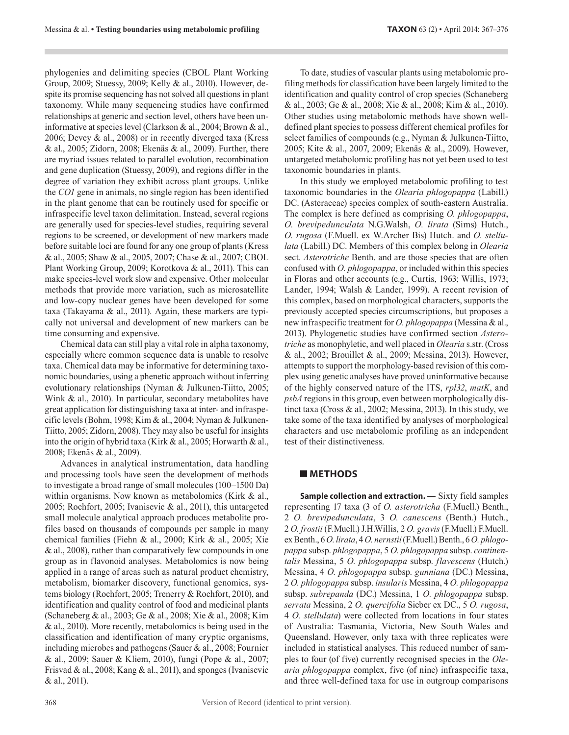phylogenies and delimiting species (CBOL Plant Working Group, 2009; Stuessy, 2009; Kelly & al., 2010). However, despite its promise sequencing has not solved all questions in plant taxonomy. While many sequencing studies have confirmed relationships at generic and section level, others have been uninformative at species level (Clarkson & al., 2004; Brown & al., 2006; Devey & al., 2008) or in recently diverged taxa (Kress & al., 2005; Zidorn, 2008; Ekenäs & al., 2009). Further, there are myriad issues related to parallel evolution, recombination and gene duplication (Stuessy, 2009), and regions differ in the degree of variation they exhibit across plant groups. Unlike the *CO1* gene in animals, no single region has been identified in the plant genome that can be routinely used for specific or infraspecific level taxon delimitation. Instead, several regions are generally used for species-level studies, requiring several regions to be screened, or development of new markers made before suitable loci are found for any one group of plants (Kress & al., 2005; Shaw & al., 2005, 2007; Chase & al., 2007; CBOL Plant Working Group, 2009; Korotkova & al., 2011). This can make species-level work slow and expensive. Other molecular methods that provide more variation, such as microsatellite and low-copy nuclear genes have been developed for some taxa (Takayama & al., 2011). Again, these markers are typically not universal and development of new markers can be time consuming and expensive.

Chemical data can still play a vital role in alpha taxonomy, especially where common sequence data is unable to resolve taxa. Chemical data may be informative for determining taxonomic boundaries, using a phenetic approach without inferring evolutionary relationships (Nyman & Julkunen-Tiitto, 2005; Wink & al., 2010). In particular, secondary metabolites have great application for distinguishing taxa at inter- and infraspecific levels (Bohm, 1998; Kim & al., 2004; Nyman & Julkunen-Tiitto, 2005; Zidorn, 2008). They may also be useful for insights into the origin of hybrid taxa (Kirk & al., 2005; Horwarth & al., 2008; Ekenäs & al., 2009).

Advances in analytical instrumentation, data handling and processing tools have seen the development of methods to investigate a broad range of small molecules (100–1500 Da) within organisms. Now known as metabolomics (Kirk & al., 2005; Rochfort, 2005; Ivanisevic & al., 2011), this untargeted small molecule analytical approach produces metabolite profiles based on thousands of compounds per sample in many chemical families (Fiehn & al., 2000; Kirk & al., 2005; Xie & al., 2008), rather than comparatively few compounds in one group as in flavonoid analyses. Metabolomics is now being applied in a range of areas such as natural product chemistry, metabolism, biomarker discovery, functional genomics, systems biology (Rochfort, 2005; Trenerry & Rochfort, 2010), and identification and quality control of food and medicinal plants (Schaneberg & al., 2003; Ge & al., 2008; Xie & al., 2008; Kim & al., 2010). More recently, metabolomics is being used in the classification and identification of many cryptic organisms, including microbes and pathogens (Sauer & al., 2008; Fournier & al., 2009; Sauer & Kliem, 2010), fungi (Pope & al., 2007; Frisvad & al., 2008; Kang & al., 2011), and sponges (Ivanisevic & al., 2011).

To date, studies of vascular plants using metabolomic profiling methods for classification have been largely limited to the identification and quality control of crop species (Schaneberg & al., 2003; Ge & al., 2008; Xie & al., 2008; Kim & al., 2010). Other studies using metabolomic methods have shown well-defined plant species to possess different chemical profiles for select families of compounds (e.g., Nyman & Julkunen-Tiitto, 2005; Kite & al., 2007, 2009; Ekenäs & al., 2009). However, untargeted metabolomic profiling has not yet been used to test taxonomic boundaries in plants.

In this study we employed metabolomic profiling to test taxonomic boundaries in the *Olearia phlogopappa* (Labill.) DC. (Asteraceae) species complex of south-eastern Australia. The complex is here defined as comprising *O. phlogopappa*, *O. brevipedunculata* N.G.Walsh, *O. lirata* (Sims) Hutch., *O. rugosa* (F.Muell. ex W.Archer Bis) Hutch. and *O. stellulata* (Labill.) DC. Members of this complex belong in *Olearia* sect. *Asterotriche* Benth. and are those species that are often confused with *O. phlogopappa*, or included within this species in Floras and other accounts (e.g., Curtis, 1963; Willis, 1973; Lander, 1994; Walsh & Lander, 1999). A recent revision of this complex, based on morphological characters, supports the previously accepted species circumscriptions, but proposes a new infraspecific treatment for *O. phlogopappa* (Messina & al., 2013). Phylogenetic studies have confirmed section *Asterotriche* as monophyletic, and well placed in *Olearia* s.str. (Cross & al., 2002; Brouillet & al., 2009; Messina, 2013). However, attempts to support the morphology-based revision of this complex using genetic analyses have proved uninformative because of the highly conserved nature of the ITS, *rpl32*, *matK*, and *psbA* regions in this group, even between morphologically distinct taxa (Cross & al., 2002; Messina, 2013). In this study, we take some of the taxa identified by analyses of morphological characters and use metabolomic profiling as an independent test of their distinctiveness.

## METHODS

**Sample collection and extraction. —** Sixty field samples representing 17 taxa (3 of *O. asterotricha* (F.Muell.) Benth., 2 *O. brevipedunculata*, 3 *O. canescens* (Benth.) Hutch., 2 *O. frostii* (F.Muell.) J.H.Willis, 2 *O. gravis* (F.Muell.) F.Muell. ex Benth., 6 *O. lirata*, 4 *O. nernstii* (F.Muell.) Benth., 6 *O. phlogopappa* subsp. *phlogopappa*, 5 *O. phlogopappa* subsp. *continentalis* Messina, 5 *O. phlogopappa* subsp. *flavescens* (Hutch.) Messina, 4 *O. phlogopappa* subsp. *gunniana* (DC.) Messina, 2 *O. phlogopappa* subsp. *insularis* Messina, 4 *O. phlogopappa* subsp. *subrepanda* (DC.) Messina, 1 *O. phlogopappa* subsp. *serrata* Messina, 2 *O. quercifolia* Sieber ex DC., 5 *O. rugosa*, 4 *O. stellulata*) were collected from locations in four states of Australia: Tasmania, Victoria, New South Wales and Queensland. However, only taxa with three replicates were included in statistical analyses. This reduced number of samples to four (of five) currently recognised species in the *Olearia phlogopappa* complex, five (of nine) infraspecific taxa, and three well-defined taxa for use in outgroup comparisons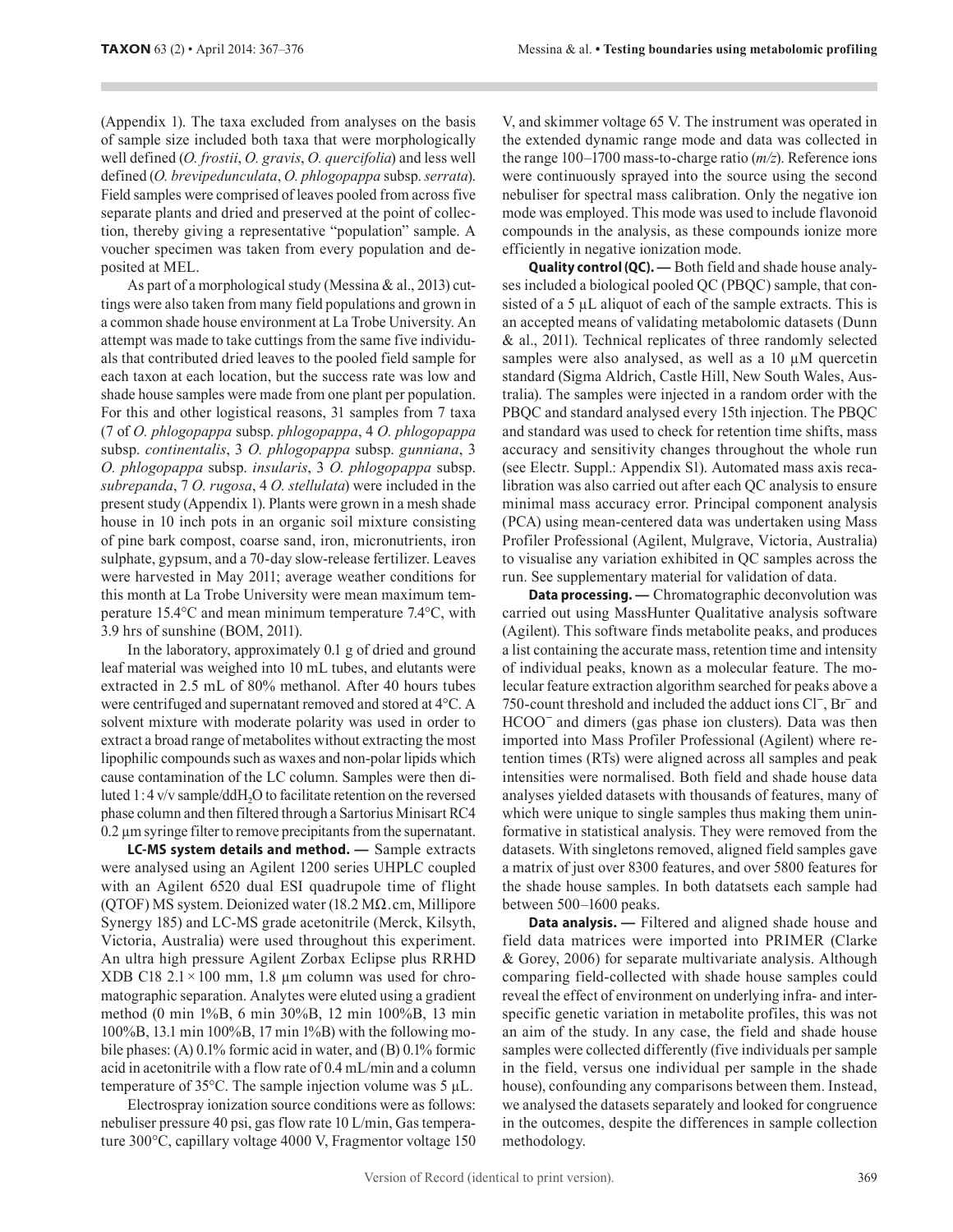(Appendix 1). The taxa excluded from analyses on the basis of sample size included both taxa that were morphologically well defined (*O. frostii*, *O. gravis*, *O. quercifolia*) and less well defined (*O. brevipedunculata*, *O. phlogopappa* subsp. *serrata*). Field samples were comprised of leaves pooled from across five separate plants and dried and preserved at the point of collection, thereby giving a representative "population" sample. A voucher specimen was taken from every population and deposited at MEL.

As part of a morphological study (Messina & al., 2013) cuttings were also taken from many field populations and grown in a common shade house environment at La Trobe University. An attempt was made to take cuttings from the same five individuals that contributed dried leaves to the pooled field sample for each taxon at each location, but the success rate was low and shade house samples were made from one plant per population. For this and other logistical reasons, 31 samples from 7 taxa (7 of *O. phlogopappa* subsp. *phlogopappa*, 4 *O. phlogopappa* subsp. *continentalis*, 3 *O. phlogopappa* subsp. *gunniana*, 3 *O. phlogopappa* subsp. *insularis*, 3 *O. phlogopappa* subsp. *subrepanda*, 7 *O. rugosa*, 4 *O. stellulata*) were included in the present study (Appendix 1). Plants were grown in a mesh shade house in 10 inch pots in an organic soil mixture consisting of pine bark compost, coarse sand, iron, micronutrients, iron sulphate, gypsum, and a 70-day slow-release fertilizer. Leaves were harvested in May 2011; average weather conditions for this month at La Trobe University were mean maximum temperature 15.4°C and mean minimum temperature 7.4°C, with 3.9 hrs of sunshine (BOM, 2011).

In the laboratory, approximately 0.1 g of dried and ground leaf material was weighed into 10 mL tubes, and elutants were extracted in 2.5 mL of 80% methanol. After 40 hours tubes were centrifuged and supernatant removed and stored at 4°C. A solvent mixture with moderate polarity was used in order to extract a broad range of metabolites without extracting the most lipophilic compounds such as waxes and non-polar lipids which cause contamination of the LC column. Samples were then diluted 1 : 4 v/v sample/dd$H_2O$ to facilitate retention on the reversed phase column and then filtered through a Sartorius Minisart RC4 0.2 µm syringe filter to remove precipitants from the supernatant.

**LC-MS system details and method. —** Sample extracts were analysed using an Agilent 1200 series UHPLC coupled with an Agilent 6520 dual ESI quadrupole time of flight (QTOF) MS system. Deionized water (18.2 MΩ.cm, Millipore Synergy 185) and LC-MS grade acetonitrile (Merck, Kilsyth, Victoria, Australia) were used throughout this experiment. An ultra high pressure Agilent Zorbax Eclipse plus RRHD XDB C18 2.1 × 100 mm, 1.8 µm column was used for chromatographic separation. Analytes were eluted using a gradient method (0 min 1%B, 6 min 30%B, 12 min 100%B, 13 min 100%B, 13.1 min 100%B, 17 min 1%B) with the following mobile phases: (A) 0.1% formic acid in water, and (B) 0.1% formic acid in acetonitrile with a flow rate of 0.4 mL/min and a column temperature of 35°C. The sample injection volume was 5 µL.

Electrospray ionization source conditions were as follows: nebuliser pressure 40 psi, gas flow rate 10 L/min, Gas temperature 300°C, capillary voltage 4000 V, Fragmentor voltage 150 V, and skimmer voltage 65 V. The instrument was operated in the extended dynamic range mode and data was collected in the range 100–1700 mass-to-charge ratio (*m/z*). Reference ions were continuously sprayed into the source using the second nebuliser for spectral mass calibration. Only the negative ion mode was employed. This mode was used to include flavonoid compounds in the analysis, as these compounds ionize more efficiently in negative ionization mode.

**Quality control (QC). —** Both field and shade house analyses included a biological pooled QC (PBQC) sample, that consisted of a 5 µL aliquot of each of the sample extracts. This is an accepted means of validating metabolomic datasets (Dunn & al., 2011). Technical replicates of three randomly selected samples were also analysed, as well as a 10 µM quercetin standard (Sigma Aldrich, Castle Hill, New South Wales, Australia). The samples were injected in a random order with the PBQC and standard analysed every 15th injection. The PBQC and standard was used to check for retention time shifts, mass accuracy and sensitivity changes throughout the whole run (see Electr. Suppl.: Appendix S1). Automated mass axis recalibration was also carried out after each QC analysis to ensure minimal mass accuracy error. Principal component analysis (PCA) using mean-centered data was undertaken using Mass Profiler Professional (Agilent, Mulgrave, Victoria, Australia) to visualise any variation exhibited in QC samples across the run. See supplementary material for validation of data.

**Data processing. —** Chromatographic deconvolution was carried out using MassHunter Qualitative analysis software (Agilent). This software finds metabolite peaks, and produces a list containing the accurate mass, retention time and intensity of individual peaks, known as a molecular feature. The molecular feature extraction algorithm searched for peaks above a 750-count threshold and included the adduct ions $Cl^-$, $Br^-$ and $HCOO^-$ and dimers (gas phase ion clusters). Data was then imported into Mass Profiler Professional (Agilent) where retention times (RTs) were aligned across all samples and peak intensities were normalised. Both field and shade house data analyses yielded datasets with thousands of features, many of which were unique to single samples thus making them uninformative in statistical analysis. They were removed from the datasets. With singletons removed, aligned field samples gave a matrix of just over 8300 features, and over 5800 features for the shade house samples. In both datatsets each sample had between 500–1600 peaks.

**Data analysis. —** Filtered and aligned shade house and field data matrices were imported into PRIMER (Clarke & Gorey, 2006) for separate multivariate analysis. Although comparing field-collected with shade house samples could reveal the effect of environment on underlying infra- and interspecific genetic variation in metabolite profiles, this was not an aim of the study. In any case, the field and shade house samples were collected differently (five individuals per sample in the field, versus one individual per sample in the shade house), confounding any comparisons between them. Instead, we analysed the datasets separately and looked for congruence in the outcomes, despite the differences in sample collection methodology.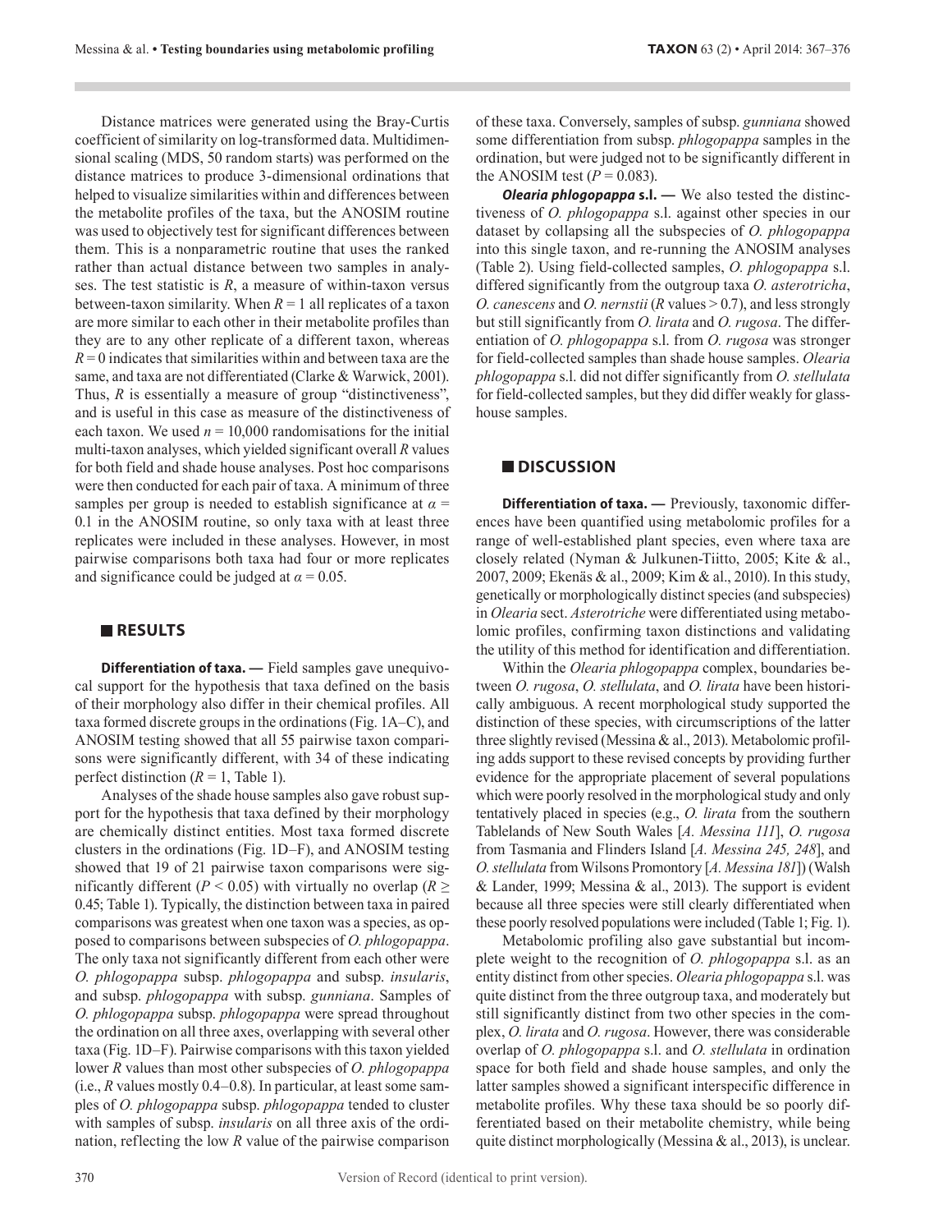Distance matrices were generated using the Bray-Curtis coefficient of similarity on log-transformed data. Multidimensional scaling (MDS, 50 random starts) was performed on the distance matrices to produce 3-dimensional ordinations that helped to visualize similarities within and differences between the metabolite profiles of the taxa, but the ANOSIM routine was used to objectively test for significant differences between them. This is a nonparametric routine that uses the ranked rather than actual distance between two samples in analyses. The test statistic is $R$, a measure of within-taxon versus between-taxon similarity. When $R = 1$ all replicates of a taxon are more similar to each other in their metabolite profiles than they are to any other replicate of a different taxon, whereas $R = 0$ indicates that similarities within and between taxa are the same, and taxa are not differentiated (Clarke & Warwick, 2001). Thus, $R$ is essentially a measure of group "distinctiveness", and is useful in this case as measure of the distinctiveness of each taxon. We used $n = 10{,}000$ randomisations for the initial multi-taxon analyses, which yielded significant overall $R$ values for both field and shade house analyses. Post hoc comparisons were then conducted for each pair of taxa. A minimum of three samples per group is needed to establish significance at $\alpha = 0.1$ in the ANOSIM routine, so only taxa with at least three replicates were included in these analyses. However, in most pairwise comparisons both taxa had four or more replicates and significance could be judged at $\alpha = 0.05$.

## RESULTS

**Differentiation of taxa. —** Field samples gave unequivocal support for the hypothesis that taxa defined on the basis of their morphology also differ in their chemical profiles. All taxa formed discrete groups in the ordinations (Fig. 1A–C), and ANOSIM testing showed that all 55 pairwise taxon comparisons were significantly different, with 34 of these indicating perfect distinction ($R = 1$, Table 1).

Analyses of the shade house samples also gave robust support for the hypothesis that taxa defined by their morphology are chemically distinct entities. Most taxa formed discrete clusters in the ordinations (Fig. 1D–F), and ANOSIM testing showed that 19 of 21 pairwise taxon comparisons were significantly different ($P < 0.05$) with virtually no overlap ($R \geq 0.45$; Table 1). Typically, the distinction between taxa in paired comparisons was greatest when one taxon was a species, as opposed to comparisons between subspecies of *O. phlogopappa*. The only taxa not significantly different from each other were *O. phlogopappa* subsp. *phlogopappa* and subsp. *insularis*, and subsp. *phlogopappa* with subsp. *gunniana*. Samples of *O. phlogopappa* subsp. *phlogopappa* were spread throughout the ordination on all three axes, overlapping with several other taxa (Fig. 1D–F). Pairwise comparisons with this taxon yielded lower $R$ values than most other subspecies of *O. phlogopappa* (i.e., $R$ values mostly 0.4–0.8). In particular, at least some samples of *O. phlogopappa* subsp. *phlogopappa* tended to cluster with samples of subsp. *insularis* on all three axis of the ordination, reflecting the low $R$ value of the pairwise comparison of these taxa. Conversely, samples of subsp. *gunniana* showed some differentiation from subsp. *phlogopappa* samples in the ordination, but were judged not to be significantly different in the ANOSIM test ($P = 0.083$).

***Olearia phlogopappa* s.l. —** We also tested the distinctiveness of *O. phlogopappa* s.l. against other species in our dataset by collapsing all the subspecies of *O. phlogopappa* into this single taxon, and re-running the ANOSIM analyses (Table 2). Using field-collected samples, *O. phlogopappa* s.l. differed significantly from the outgroup taxa *O. asterotricha*, *O. canescens* and *O. nernstii* ($R$ values > 0.7), and less strongly but still significantly from *O. lirata* and *O. rugosa*. The differentiation of *O. phlogopappa* s.l. from *O. rugosa* was stronger for field-collected samples than shade house samples. *Olearia phlogopappa* s.l. did not differ significantly from *O. stellulata* for field-collected samples, but they did differ weakly for glasshouse samples.

## DISCUSSION

**Differentiation of taxa. —** Previously, taxonomic differences have been quantified using metabolomic profiles for a range of well-established plant species, even where taxa are closely related (Nyman & Julkunen-Tiitto, 2005; Kite & al., 2007, 2009; Ekenäs & al., 2009; Kim & al., 2010). In this study, genetically or morphologically distinct species (and subspecies) in *Olearia* sect. *Asterotriche* were differentiated using metabolomic profiles, confirming taxon distinctions and validating the utility of this method for identification and differentiation.

Within the *Olearia phlogopappa* complex, boundaries between *O. rugosa*, *O. stellulata*, and *O. lirata* have been historically ambiguous. A recent morphological study supported the distinction of these species, with circumscriptions of the latter three slightly revised (Messina & al., 2013). Metabolomic profiling adds support to these revised concepts by providing further evidence for the appropriate placement of several populations which were poorly resolved in the morphological study and only tentatively placed in species (e.g., *O. lirata* from the southern Tablelands of New South Wales [*A. Messina 111*], *O. rugosa* from Tasmania and Flinders Island [*A. Messina 245, 248*], and *O. stellulata* from Wilsons Promontory [*A. Messina 181*]) (Walsh & Lander, 1999; Messina & al., 2013). The support is evident because all three species were still clearly differentiated when these poorly resolved populations were included (Table 1; Fig. 1).

Metabolomic profiling also gave substantial but incomplete weight to the recognition of *O. phlogopappa* s.l. as an entity distinct from other species. *Olearia phlogopappa* s.l. was quite distinct from the three outgroup taxa, and moderately but still significantly distinct from two other species in the complex, *O. lirata* and *O. rugosa*. However, there was considerable overlap of *O. phlogopappa* s.l. and *O. stellulata* in ordination space for both field and shade house samples, and only the latter samples showed a significant interspecific difference in metabolite profiles. Why these taxa should be so poorly differentiated based on their metabolite chemistry, while being quite distinct morphologically (Messina & al., 2013), is unclear.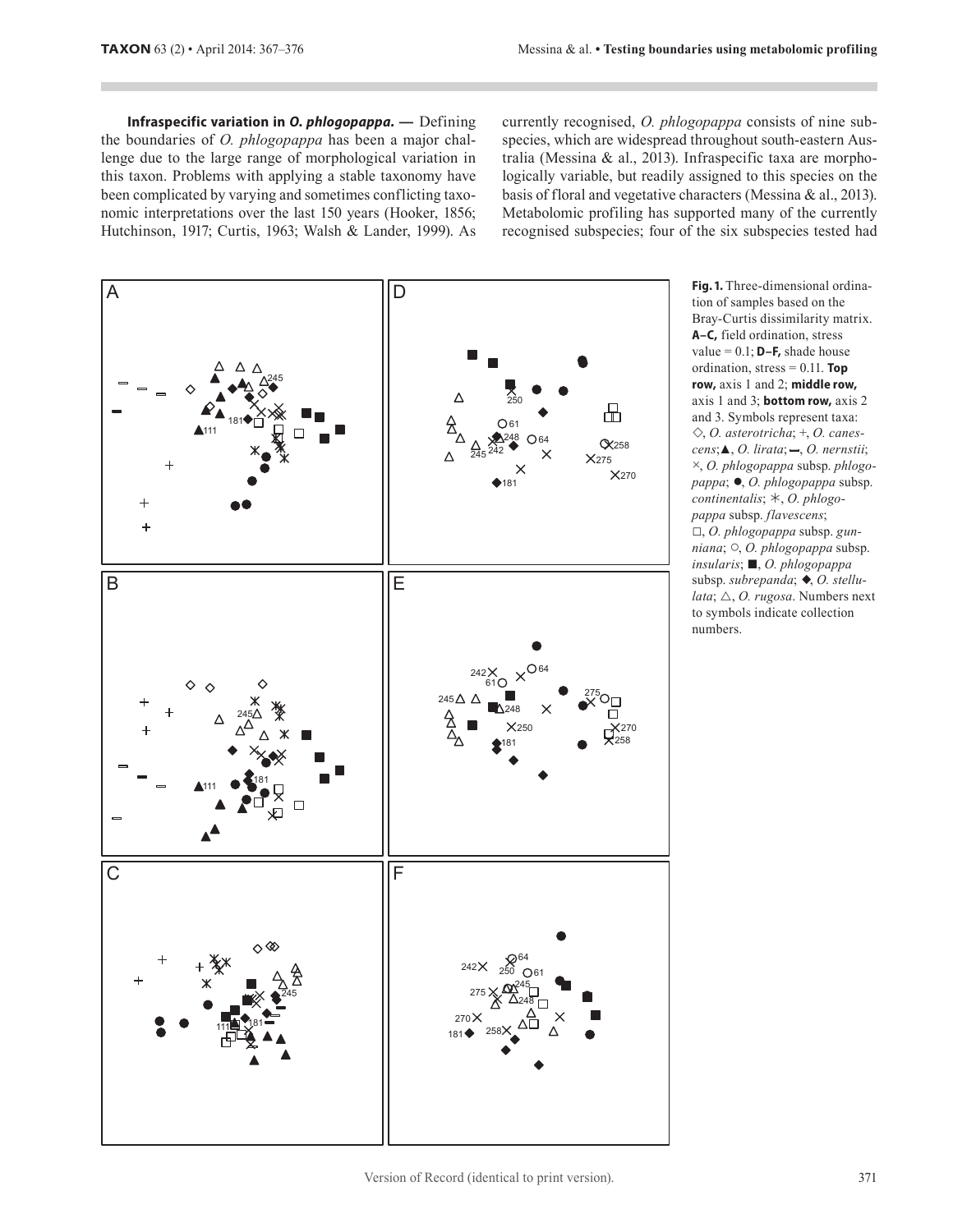**Infraspecific variation in *O. phlogopappa*. —** Defining the boundaries of *O. phlogopappa* has been a major challenge due to the large range of morphological variation in this taxon. Problems with applying a stable taxonomy have been complicated by varying and sometimes conflicting taxonomic interpretations over the last 150 years (Hooker, 1856; Hutchinson, 1917; Curtis, 1963; Walsh & Lander, 1999). As currently recognised, *O. phlogopappa* consists of nine subspecies, which are widespread throughout south-eastern Australia (Messina & al., 2013). Infraspecific taxa are morphologically variable, but readily assigned to this species on the basis of floral and vegetative characters (Messina & al., 2013). Metabolomic profiling has supported many of the currently recognised subspecies; four of the six subspecies tested had

**Fig. 1.** Three-dimensional ordination of samples based on the Bray-Curtis dissimilarity matrix. **A–C,** field ordination, stress value = 0.1; **D–F,** shade house ordination, stress = 0.11. **Top row,** axis 1 and 2; **middle row,** axis 1 and 3; **bottom row,** axis 2 and 3. Symbols represent taxa: ◇, *O. asterotricha*; +, *O. canescens*; ▲, *O. lirata*; ▬, *O. nernstii*; ×, *O. phlogopappa* subsp. *phlogopappa*; ●, *O. phlogopappa* subsp. *continentalis*; ✳, *O. phlogopappa* subsp. *flavescens*; □, *O. phlogopappa* subsp. *gunniana*; ○, *O. phlogopappa* subsp. *insularis*; ■, *O. phlogopappa* subsp. *subrepanda*; ◆, *O. stellulata*; △, *O. rugosa*. Numbers next to symbols indicate collection numbers.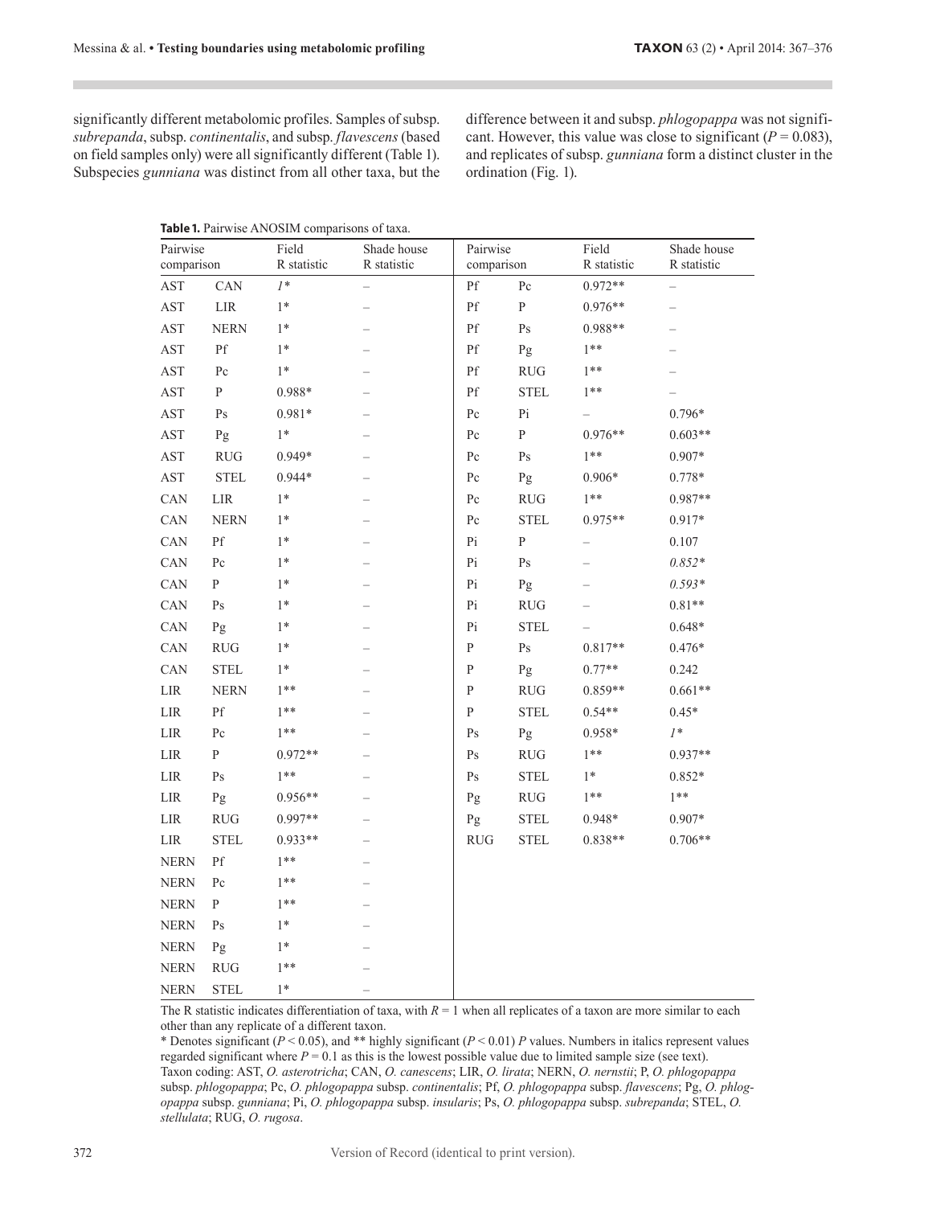significantly different metabolomic profiles. Samples of subsp. *subrepanda*, subsp. *continentalis*, and subsp. *flavescens* (based on field samples only) were all significantly different (Table 1). Subspecies *gunniana* was distinct from all other taxa, but the difference between it and subsp. *phlogopappa* was not significant. However, this value was close to significant ($P = 0.083$), and replicates of subsp. *gunniana* form a distinct cluster in the ordination (Fig. 1).

**Table 1.** Pairwise ANOSIM comparisons of taxa.

| Pairwise comparison | | Field R statistic | Shade house R statistic | Pairwise comparison | | Field R statistic | Shade house R statistic |
|---|---|---|---|---|---|---|---|
| AST | CAN | *1\** | – | Pf | Pc | 0.972** | – |
| AST | LIR | 1* | – | Pf | P | 0.976** | – |
| AST | NERN | 1* | – | Pf | Ps | 0.988** | – |
| AST | Pf | 1* | – | Pf | Pg | 1** | – |
| AST | Pc | 1* | – | Pf | RUG | 1** | – |
| AST | P | 0.988* | – | Pf | STEL | 1** | – |
| AST | Ps | 0.981* | – | Pc | Pi | – | 0.796* |
| AST | Pg | 1* | – | Pc | P | 0.976** | 0.603** |
| AST | RUG | 0.949* | – | Pc | Ps | 1** | 0.907* |
| AST | STEL | 0.944* | – | Pc | Pg | 0.906* | 0.778* |
| CAN | LIR | 1* | – | Pc | RUG | 1** | 0.987** |
| CAN | NERN | 1* | – | Pc | STEL | 0.975** | 0.917* |
| CAN | Pf | 1* | – | Pi | P | – | 0.107 |
| CAN | Pc | 1* | – | Pi | Ps | – | *0.852\** |
| CAN | P | 1* | – | Pi | Pg | – | *0.593\** |
| CAN | Ps | 1* | – | Pi | RUG | – | 0.81** |
| CAN | Pg | 1* | – | Pi | STEL | – | 0.648* |
| CAN | RUG | 1* | – | P | Ps | 0.817** | 0.476* |
| CAN | STEL | 1* | – | P | Pg | 0.77** | 0.242 |
| LIR | NERN | 1** | – | P | RUG | 0.859** | 0.661** |
| LIR | Pf | 1** | – | P | STEL | 0.54** | 0.45* |
| LIR | Pc | 1** | – | Ps | Pg | 0.958* | *1\** |
| LIR | P | 0.972** | – | Ps | RUG | 1** | 0.937** |
| LIR | Ps | 1** | – | Ps | STEL | 1* | 0.852* |
| LIR | Pg | 0.956** | – | Pg | RUG | 1** | 1** |
| LIR | RUG | 0.997** | – | Pg | STEL | 0.948* | 0.907* |
| LIR | STEL | 0.933** | – | RUG | STEL | 0.838** | 0.706** |
| NERN | Pf | 1** | – | | | | |
| NERN | Pc | 1** | – | | | | |
| NERN | P | 1** | – | | | | |
| NERN | Ps | 1* | – | | | | |
| NERN | Pg | 1* | – | | | | |
| NERN | RUG | 1** | – | | | | |
| NERN | STEL | 1* | – | | | | |

The R statistic indicates differentiation of taxa, with $R = 1$ when all replicates of a taxon are more similar to each other than any replicate of a different taxon.

\* Denotes significant ($P < 0.05$), and ** highly significant ($P < 0.01$) *P* values. Numbers in italics represent values regarded significant where $P = 0.1$ as this is the lowest possible value due to limited sample size (see text).

Taxon coding: AST, *O. asterotricha*; CAN, *O. canescens*; LIR, *O. lirata*; NERN, *O. nernstii*; P, *O. phlogopappa* subsp. *phlogopappa*; Pc, *O. phlogopappa* subsp. *continentalis*; Pf, *O. phlogopappa* subsp. *flavescens*; Pg, *O. phlogopappa* subsp. *gunniana*; Pi, *O. phlogopappa* subsp. *insularis*; Ps, *O. phlogopappa* subsp. *subrepanda*; STEL, *O. stellulata*; RUG, *O. rugosa*.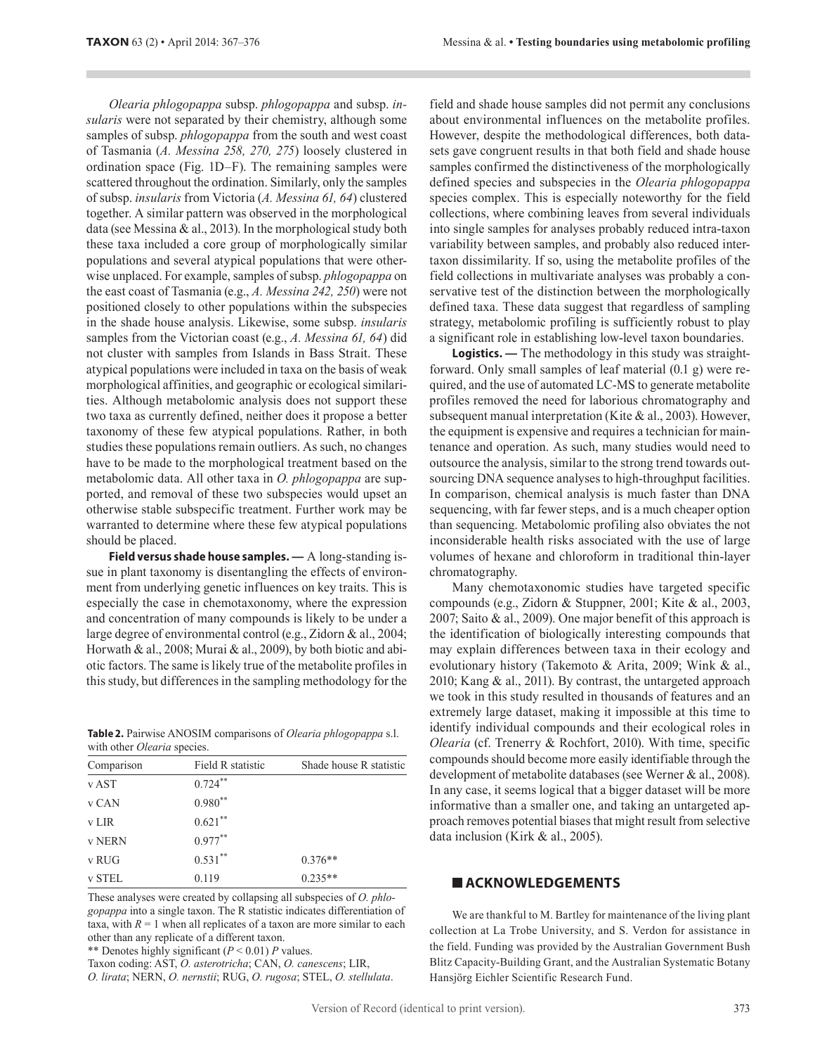*Olearia phlogopappa* subsp. *phlogopappa* and subsp. *insularis* were not separated by their chemistry, although some samples of subsp. *phlogopappa* from the south and west coast of Tasmania (*A. Messina 258, 270, 275*) loosely clustered in ordination space (Fig. 1D–F). The remaining samples were scattered throughout the ordination. Similarly, only the samples of subsp. *insularis* from Victoria (*A. Messina 61, 64*) clustered together. A similar pattern was observed in the morphological data (see Messina & al., 2013). In the morphological study both these taxa included a core group of morphologically similar populations and several atypical populations that were otherwise unplaced. For example, samples of subsp. *phlogopappa* on the east coast of Tasmania (e.g., *A. Messina 242, 250*) were not positioned closely to other populations within the subspecies in the shade house analysis. Likewise, some subsp. *insularis* samples from the Victorian coast (e.g., *A. Messina 61, 64*) did not cluster with samples from Islands in Bass Strait. These atypical populations were included in taxa on the basis of weak morphological affinities, and geographic or ecological similarities. Although metabolomic analysis does not support these two taxa as currently defined, neither does it propose a better taxonomy of these few atypical populations. Rather, in both studies these populations remain outliers. As such, no changes have to be made to the morphological treatment based on the metabolomic data. All other taxa in *O. phlogopappa* are supported, and removal of these two subspecies would upset an otherwise stable subspecific treatment. Further work may be warranted to determine where these few atypical populations should be placed.

**Field versus shade house samples. —** A long-standing issue in plant taxonomy is disentangling the effects of environment from underlying genetic influences on key traits. This is especially the case in chemotaxonomy, where the expression and concentration of many compounds is likely to be under a large degree of environmental control (e.g., Zidorn & al., 2004; Horwath & al., 2008; Murai & al., 2009), by both biotic and abiotic factors. The same is likely true of the metabolite profiles in this study, but differences in the sampling methodology for the field and shade house samples did not permit any conclusions about environmental influences on the metabolite profiles. However, despite the methodological differences, both datasets gave congruent results in that both field and shade house samples confirmed the distinctiveness of the morphologically defined species and subspecies in the *Olearia phlogopappa* species complex. This is especially noteworthy for the field collections, where combining leaves from several individuals into single samples for analyses probably reduced intra-taxon variability between samples, and probably also reduced inter-taxon dissimilarity. If so, using the metabolite profiles of the field collections in multivariate analyses was probably a conservative test of the distinction between the morphologically defined taxa. These data suggest that regardless of sampling strategy, metabolomic profiling is sufficiently robust to play a significant role in establishing low-level taxon boundaries.

**Table 2.** Pairwise ANOSIM comparisons of *Olearia phlogopappa* s.l. with other *Olearia* species.

| Comparison | Field R statistic | Shade house R statistic |
|---|---|---|
| v AST | 0.724** | |
| v CAN | 0.980** | |
| v LIR | 0.621** | |
| v NERN | 0.977** | |
| v RUG | 0.531** | 0.376** |
| v STEL | 0.119 | 0.235** |

These analyses were created by collapsing all subspecies of *O. phlogopappa* into a single taxon. The R statistic indicates differentiation of taxa, with $R = 1$ when all replicates of a taxon are more similar to each other than any replicate of a different taxon.
** Denotes highly significant ($P < 0.01$) *P* values.
Taxon coding: AST, *O. asterotricha*; CAN, *O. canescens*; LIR, *O. lirata*; NERN, *O. nernstii*; RUG, *O. rugosa*; STEL, *O. stellulata*.

**Logistics. —** The methodology in this study was straightforward. Only small samples of leaf material (0.1 g) were required, and the use of automated LC-MS to generate metabolite profiles removed the need for laborious chromatography and subsequent manual interpretation (Kite & al., 2003). However, the equipment is expensive and requires a technician for maintenance and operation. As such, many studies would need to outsource the analysis, similar to the strong trend towards outsourcing DNA sequence analyses to high-throughput facilities. In comparison, chemical analysis is much faster than DNA sequencing, with far fewer steps, and is a much cheaper option than sequencing. Metabolomic profiling also obviates the not inconsiderable health risks associated with the use of large volumes of hexane and chloroform in traditional thin-layer chromatography.

Many chemotaxonomic studies have targeted specific compounds (e.g., Zidorn & Stuppner, 2001; Kite & al., 2003, 2007; Saito & al., 2009). One major benefit of this approach is the identification of biologically interesting compounds that may explain differences between taxa in their ecology and evolutionary history (Takemoto & Arita, 2009; Wink & al., 2010; Kang & al., 2011). By contrast, the untargeted approach we took in this study resulted in thousands of features and an extremely large dataset, making it impossible at this time to identify individual compounds and their ecological roles in *Olearia* (cf. Trenerry & Rochfort, 2010). With time, specific compounds should become more easily identifiable through the development of metabolite databases (see Werner & al., 2008). In any case, it seems logical that a bigger dataset will be more informative than a smaller one, and taking an untargeted approach removes potential biases that might result from selective data inclusion (Kirk & al., 2005).

## ACKNOWLEDGEMENTS

We are thankful to M. Bartley for maintenance of the living plant collection at La Trobe University, and S. Verdon for assistance in the field. Funding was provided by the Australian Government Bush Blitz Capacity-Building Grant, and the Australian Systematic Botany Hansjörg Eichler Scientific Research Fund.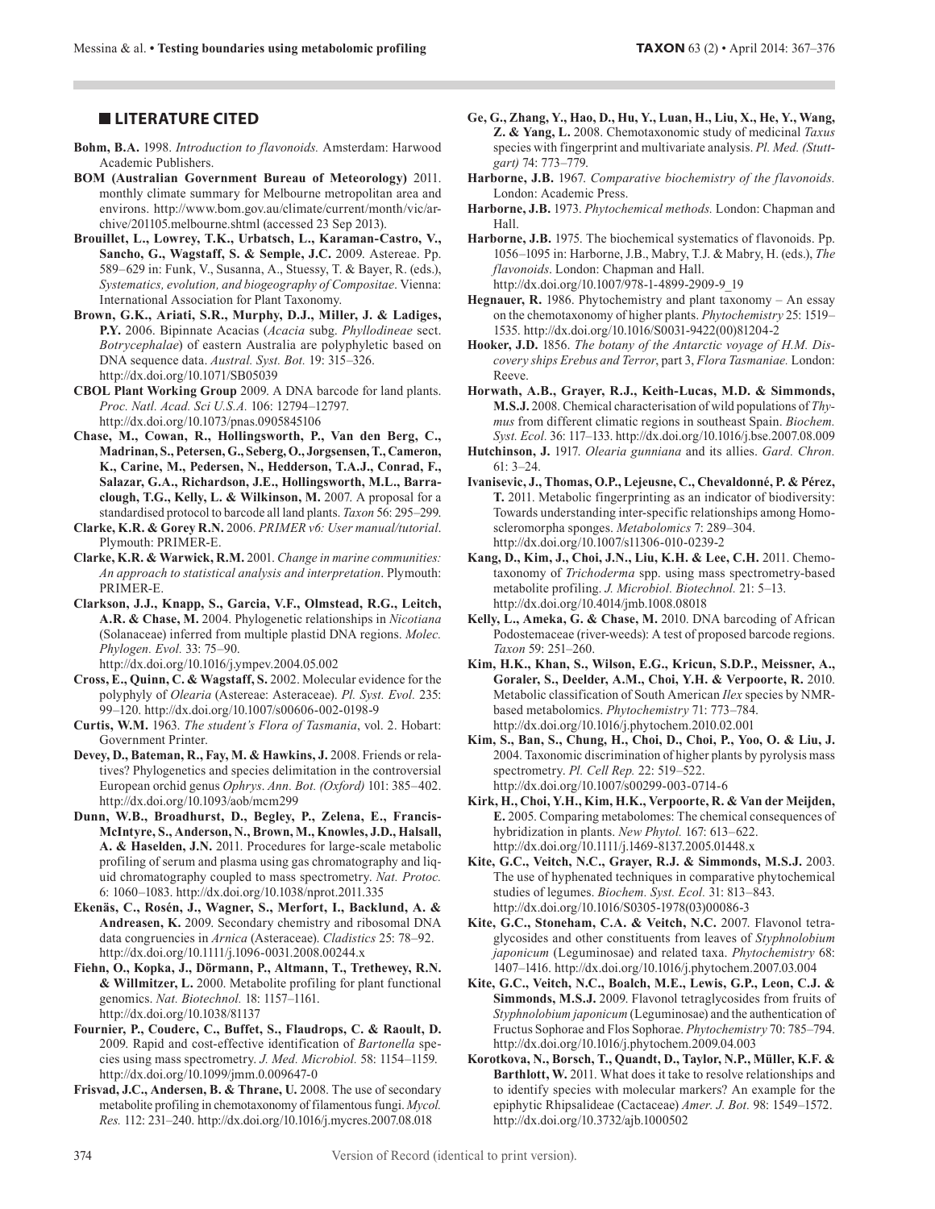## LITERATURE CITED

**Bohm, B.A.** 1998. *Introduction to flavonoids.* Amsterdam: Harwood Academic Publishers.

**BOM (Australian Government Bureau of Meteorology)** 2011. monthly climate summary for Melbourne metropolitan area and environs. http://www.bom.gov.au/climate/current/month/vic/archive/201105.melbourne.shtml (accessed 23 Sep 2013).

**Brouillet, L., Lowrey, T.K., Urbatsch, L., Karaman-Castro, V., Sancho, G., Wagstaff, S. & Semple, J.C.** 2009. Astereae. Pp. 589–629 in: Funk, V., Susanna, A., Stuessy, T. & Bayer, R. (eds.), *Systematics, evolution, and biogeography of Compositae*. Vienna: International Association for Plant Taxonomy.

**Brown, G.K., Ariati, S.R., Murphy, D.J., Miller, J. & Ladiges, P.Y.** 2006. Bipinnate Acacias (*Acacia* subg. *Phyllodineae* sect. *Botrycephalae*) of eastern Australia are polyphyletic based on DNA sequence data. *Austral. Syst. Bot.* 19: 315–326. http://dx.doi.org/10.1071/SB05039

**CBOL Plant Working Group** 2009. A DNA barcode for land plants. *Proc. Natl. Acad. Sci U.S.A.* 106: 12794–12797. http://dx.doi.org/10.1073/pnas.0905845106

**Chase, M., Cowan, R., Hollingsworth, P., Van den Berg, C., Madrinan, S., Petersen, G., Seberg, O., Jorgsensen, T., Cameron, K., Carine, M., Pedersen, N., Hedderson, T.A.J., Conrad, F., Salazar, G.A., Richardson, J.E., Hollingsworth, M.L., Barraclough, T.G., Kelly, L. & Wilkinson, M.** 2007. A proposal for a standardised protocol to barcode all land plants. *Taxon* 56: 295–299.

**Clarke, K.R. & Gorey R.N.** 2006. *PRIMER v6: User manual/tutorial*. Plymouth: PRIMER-E.

**Clarke, K.R. & Warwick, R.M.** 2001. *Change in marine communities: An approach to statistical analysis and interpretation*. Plymouth: PRIMER-E.

**Clarkson, J.J., Knapp, S., Garcia, V.F., Olmstead, R.G., Leitch, A.R. & Chase, M.** 2004. Phylogenetic relationships in *Nicotiana* (Solanaceae) inferred from multiple plastid DNA regions. *Molec. Phylogen. Evol.* 33: 75–90. http://dx.doi.org/10.1016/j.ympev.2004.05.002

**Cross, E., Quinn, C. & Wagstaff, S.** 2002. Molecular evidence for the polyphyly of *Olearia* (Astereae: Asteraceae). *Pl. Syst. Evol.* 235: 99–120. http://dx.doi.org/10.1007/s00606-002-0198-9

**Curtis, W.M.** 1963. *The student's Flora of Tasmania*, vol. 2. Hobart: Government Printer.

**Devey, D., Bateman, R., Fay, M. & Hawkins, J.** 2008. Friends or relatives? Phylogenetics and species delimitation in the controversial European orchid genus *Ophrys*. *Ann. Bot. (Oxford)* 101: 385–402. http://dx.doi.org/10.1093/aob/mcm299

**Dunn, W.B., Broadhurst, D., Begley, P., Zelena, E., Francis-McIntyre, S., Anderson, N., Brown, M., Knowles, J.D., Halsall, A. & Haselden, J.N.** 2011. Procedures for large-scale metabolic profiling of serum and plasma using gas chromatography and liquid chromatography coupled to mass spectrometry. *Nat. Protoc.* 6: 1060–1083. http://dx.doi.org/10.1038/nprot.2011.335

**Ekenäs, C., Rosén, J., Wagner, S., Merfort, I., Backlund, A. & Andreasen, K.** 2009. Secondary chemistry and ribosomal DNA data congruencies in *Arnica* (Asteraceae). *Cladistics* 25: 78–92. http://dx.doi.org/10.1111/j.1096-0031.2008.00244.x

**Fiehn, O., Kopka, J., Dörmann, P., Altmann, T., Trethewey, R.N. & Willmitzer, L.** 2000. Metabolite profiling for plant functional genomics. *Nat. Biotechnol.* 18: 1157–1161. http://dx.doi.org/10.1038/81137

**Fournier, P., Couderc, C., Buffet, S., Flaudrops, C. & Raoult, D.** 2009. Rapid and cost-effective identification of *Bartonella* species using mass spectrometry. *J. Med. Microbiol.* 58: 1154–1159. http://dx.doi.org/10.1099/jmm.0.009647-0

**Frisvad, J.C., Andersen, B. & Thrane, U.** 2008. The use of secondary metabolite profiling in chemotaxonomy of filamentous fungi. *Mycol. Res.* 112: 231–240. http://dx.doi.org/10.1016/j.mycres.2007.08.018

**Ge, G., Zhang, Y., Hao, D., Hu, Y., Luan, H., Liu, X., He, Y., Wang, Z. & Yang, L.** 2008. Chemotaxonomic study of medicinal *Taxus* species with fingerprint and multivariate analysis. *Pl. Med. (Stuttgart)* 74: 773–779.

**Harborne, J.B.** 1967. *Comparative biochemistry of the flavonoids.* London: Academic Press.

**Harborne, J.B.** 1973. *Phytochemical methods.* London: Chapman and Hall.

**Harborne, J.B.** 1975. The biochemical systematics of flavonoids. Pp. 1056–1095 in: Harborne, J.B., Mabry, T.J. & Mabry, H. (eds.), *The flavonoids*. London: Chapman and Hall. http://dx.doi.org/10.1007/978-1-4899-2909-9_19

**Hegnauer, R.** 1986. Phytochemistry and plant taxonomy – An essay on the chemotaxonomy of higher plants. *Phytochemistry* 25: 1519–1535. http://dx.doi.org/10.1016/S0031-9422(00)81204-2

**Hooker, J.D.** 1856. *The botany of the Antarctic voyage of H.M. Discovery ships Erebus and Terror*, part 3, *Flora Tasmaniae.* London: Reeve.

**Horwath, A.B., Grayer, R.J., Keith-Lucas, M.D. & Simmonds, M.S.J.** 2008. Chemical characterisation of wild populations of *Thymus* from different climatic regions in southeast Spain. *Biochem. Syst. Ecol.* 36: 117–133. http://dx.doi.org/10.1016/j.bse.2007.08.009

**Hutchinson, J.** 1917. *Olearia gunniana* and its allies. *Gard. Chron.* 61: 3–24.

**Ivanisevic, J., Thomas, O.P., Lejeusne, C., Chevaldonné, P. & Pérez, T.** 2011. Metabolic fingerprinting as an indicator of biodiversity: Towards understanding inter-specific relationships among Homoscleromorpha sponges. *Metabolomics* 7: 289–304. http://dx.doi.org/10.1007/s11306-010-0239-2

**Kang, D., Kim, J., Choi, J.N., Liu, K.H. & Lee, C.H.** 2011. Chemotaxonomy of *Trichoderma* spp. using mass spectrometry-based metabolite profiling. *J. Microbiol. Biotechnol.* 21: 5–13. http://dx.doi.org/10.4014/jmb.1008.08018

**Kelly, L., Ameka, G. & Chase, M.** 2010. DNA barcoding of African Podostemaceae (river-weeds): A test of proposed barcode regions. *Taxon* 59: 251–260.

**Kim, H.K., Khan, S., Wilson, E.G., Kricun, S.D.P., Meissner, A., Goraler, S., Deelder, A.M., Choi, Y.H. & Verpoorte, R.** 2010. Metabolic classification of South American *Ilex* species by NMR-based metabolomics. *Phytochemistry* 71: 773–784. http://dx.doi.org/10.1016/j.phytochem.2010.02.001

**Kim, S., Ban, S., Chung, H., Choi, D., Choi, P., Yoo, O. & Liu, J.** 2004. Taxonomic discrimination of higher plants by pyrolysis mass spectrometry. *Pl. Cell Rep.* 22: 519–522. http://dx.doi.org/10.1007/s00299-003-0714-6

**Kirk, H., Choi, Y.H., Kim, H.K., Verpoorte, R. & Van der Meijden, E.** 2005. Comparing metabolomes: The chemical consequences of hybridization in plants. *New Phytol.* 167: 613–622. http://dx.doi.org/10.1111/j.1469-8137.2005.01448.x

**Kite, G.C., Veitch, N.C., Grayer, R.J. & Simmonds, M.S.J.** 2003. The use of hyphenated techniques in comparative phytochemical studies of legumes. *Biochem. Syst. Ecol.* 31: 813–843. http://dx.doi.org/10.1016/S0305-1978(03)00086-3

**Kite, G.C., Stoneham, C.A. & Veitch, N.C.** 2007. Flavonol tetraglycosides and other constituents from leaves of *Styphnolobium japonicum* (Leguminosae) and related taxa. *Phytochemistry* 68: 1407–1416. http://dx.doi.org/10.1016/j.phytochem.2007.03.004

**Kite, G.C., Veitch, N.C., Boalch, M.E., Lewis, G.P., Leon, C.J. & Simmonds, M.S.J.** 2009. Flavonol tetraglycosides from fruits of *Styphnolobium japonicum* (Leguminosae) and the authentication of Fructus Sophorae and Flos Sophorae. *Phytochemistry* 70: 785–794. http://dx.doi.org/10.1016/j.phytochem.2009.04.003

**Korotkova, N., Borsch, T., Quandt, D., Taylor, N.P., Müller, K.F. & Barthlott, W.** 2011. What does it take to resolve relationships and to identify species with molecular markers? An example for the epiphytic Rhipsalideae (Cactaceae) *Amer. J. Bot.* 98: 1549–1572. http://dx.doi.org/10.3732/ajb.1000502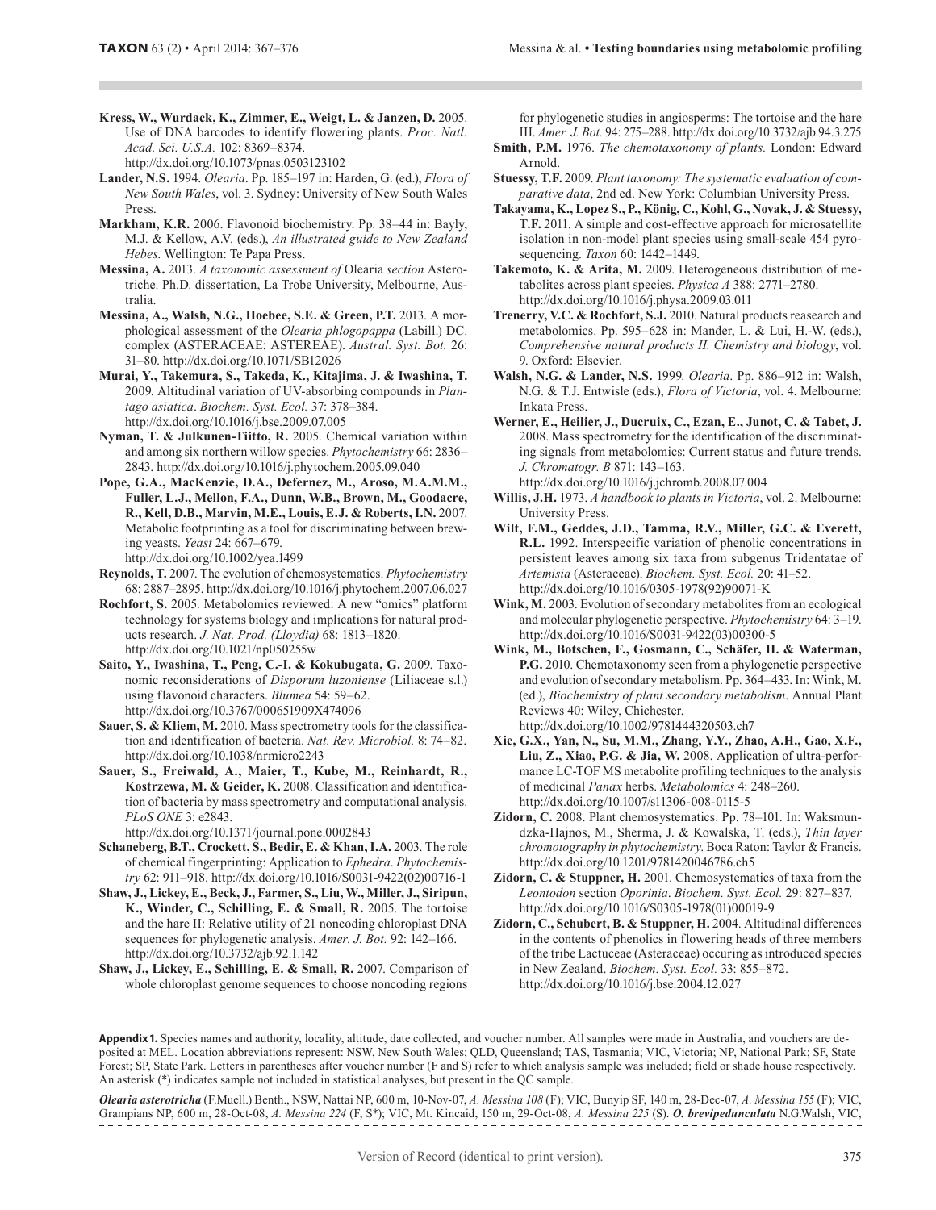**Kress, W., Wurdack, K., Zimmer, E., Weigt, L. & Janzen, D.** 2005. Use of DNA barcodes to identify flowering plants. *Proc. Natl. Acad. Sci. U.S.A.* 102: 8369–8374. http://dx.doi.org/10.1073/pnas.0503123102

**Lander, N.S.** 1994. *Olearia*. Pp. 185–197 in: Harden, G. (ed.), *Flora of New South Wales*, vol. 3. Sydney: University of New South Wales Press.

**Markham, K.R.** 2006. Flavonoid biochemistry. Pp. 38–44 in: Bayly, M.J. & Kellow, A.V. (eds.), *An illustrated guide to New Zealand Hebes*. Wellington: Te Papa Press.

**Messina, A.** 2013. *A taxonomic assessment of* Olearia *section* Asterotriche. Ph.D. dissertation, La Trobe University, Melbourne, Australia.

**Messina, A., Walsh, N.G., Hoebee, S.E. & Green, P.T.** 2013. A morphological assessment of the *Olearia phlogopappa* (Labill.) DC. complex (ASTERACEAE: ASTEREAE). *Austral. Syst. Bot.* 26: 31–80. http://dx.doi.org/10.1071/SB12026

**Murai, Y., Takemura, S., Takeda, K., Kitajima, J. & Iwashina, T.** 2009. Altitudinal variation of UV-absorbing compounds in *Plantago asiatica*. *Biochem. Syst. Ecol.* 37: 378–384. http://dx.doi.org/10.1016/j.bse.2009.07.005

**Nyman, T. & Julkunen-Tiitto, R.** 2005. Chemical variation within and among six northern willow species. *Phytochemistry* 66: 2836–2843. http://dx.doi.org/10.1016/j.phytochem.2005.09.040

**Pope, G.A., MacKenzie, D.A., Defernez, M., Aroso, M.A.M.M., Fuller, L.J., Mellon, F.A., Dunn, W.B., Brown, M., Goodacre, R., Kell, D.B., Marvin, M.E., Louis, E.J. & Roberts, I.N.** 2007. Metabolic footprinting as a tool for discriminating between brewing yeasts. *Yeast* 24: 667–679. http://dx.doi.org/10.1002/yea.1499

**Reynolds, T.** 2007. The evolution of chemosystematics. *Phytochemistry* 68: 2887–2895. http://dx.doi.org/10.1016/j.phytochem.2007.06.027

**Rochfort, S.** 2005. Metabolomics reviewed: A new "omics" platform technology for systems biology and implications for natural products research. *J. Nat. Prod. (Lloydia)* 68: 1813–1820. http://dx.doi.org/10.1021/np050255w

**Saito, Y., Iwashina, T., Peng, C.-I. & Kokubugata, G.** 2009. Taxonomic reconsiderations of *Disporum luzoniense* (Liliaceae s.l.) using flavonoid characters. *Blumea* 54: 59–62. http://dx.doi.org/10.3767/000651909X474096

**Sauer, S. & Kliem, M.** 2010. Mass spectrometry tools for the classification and identification of bacteria. *Nat. Rev. Microbiol.* 8: 74–82. http://dx.doi.org/10.1038/nrmicro2243

**Sauer, S., Freiwald, A., Maier, T., Kube, M., Reinhardt, R., Kostrzewa, M. & Geider, K.** 2008. Classification and identification of bacteria by mass spectrometry and computational analysis. *PLoS ONE* 3: e2843. http://dx.doi.org/10.1371/journal.pone.0002843

**Schaneberg, B.T., Crockett, S., Bedir, E. & Khan, I.A.** 2003. The role of chemical fingerprinting: Application to *Ephedra*. *Phytochemistry* 62: 911–918. http://dx.doi.org/10.1016/S0031-9422(02)00716-1

**Shaw, J., Lickey, E., Beck, J., Farmer, S., Liu, W., Miller, J., Siripun, K., Winder, C., Schilling, E. & Small, R.** 2005. The tortoise and the hare II: Relative utility of 21 noncoding chloroplast DNA sequences for phylogenetic analysis. *Amer. J. Bot.* 92: 142–166. http://dx.doi.org/10.3732/ajb.92.1.142

**Shaw, J., Lickey, E., Schilling, E. & Small, R.** 2007. Comparison of whole chloroplast genome sequences to choose noncoding regions for phylogenetic studies in angiosperms: The tortoise and the hare III. *Amer. J. Bot.* 94: 275–288. http://dx.doi.org/10.3732/ajb.94.3.275

**Smith, P.M.** 1976. *The chemotaxonomy of plants.* London: Edward Arnold.

**Stuessy, T.F.** 2009. *Plant taxonomy: The systematic evaluation of comparative data*, 2nd ed. New York: Columbian University Press.

**Takayama, K., Lopez S., P., König, C., Kohl, G., Novak, J. & Stuessy, T.F.** 2011. A simple and cost-effective approach for microsatellite isolation in non-model plant species using small-scale 454 pyrosequencing. *Taxon* 60: 1442–1449.

**Takemoto, K. & Arita, M.** 2009. Heterogeneous distribution of metabolites across plant species. *Physica A* 388: 2771–2780. http://dx.doi.org/10.1016/j.physa.2009.03.011

**Trenerry, V.C. & Rochfort, S.J.** 2010. Natural products reasearch and metabolomics. Pp. 595–628 in: Mander, L. & Lui, H.-W. (eds.), *Comprehensive natural products II. Chemistry and biology*, vol. 9. Oxford: Elsevier.

**Walsh, N.G. & Lander, N.S.** 1999. *Olearia*. Pp. 886–912 in: Walsh, N.G. & T.J. Entwisle (eds.), *Flora of Victoria*, vol. 4. Melbourne: Inkata Press.

**Werner, E., Heilier, J., Ducruix, C., Ezan, E., Junot, C. & Tabet, J.** 2008. Mass spectrometry for the identification of the discriminating signals from metabolomics: Current status and future trends. *J. Chromatogr. B* 871: 143–163. http://dx.doi.org/10.1016/j.jchromb.2008.07.004

**Willis, J.H.** 1973. *A handbook to plants in Victoria*, vol. 2. Melbourne: University Press.

**Wilt, F.M., Geddes, J.D., Tamma, R.V., Miller, G.C. & Everett, R.L.** 1992. Interspecific variation of phenolic concentrations in persistent leaves among six taxa from subgenus Tridentatae of *Artemisia* (Asteraceae). *Biochem. Syst. Ecol.* 20: 41–52. http://dx.doi.org/10.1016/0305-1978(92)90071-K

**Wink, M.** 2003. Evolution of secondary metabolites from an ecological and molecular phylogenetic perspective. *Phytochemistry* 64: 3–19. http://dx.doi.org/10.1016/S0031-9422(03)00300-5

**Wink, M., Botschen, F., Gosmann, C., Schäfer, H. & Waterman, P.G.** 2010. Chemotaxonomy seen from a phylogenetic perspective and evolution of secondary metabolism. Pp. 364–433. In: Wink, M. (ed.), *Biochemistry of plant secondary metabolism*. Annual Plant Reviews 40: Wiley, Chichester. http://dx.doi.org/10.1002/9781444320503.ch7

**Xie, G.X., Yan, N., Su, M.M., Zhang, Y.Y., Zhao, A.H., Gao, X.F., Liu, Z., Xiao, P.G. & Jia, W.** 2008. Application of ultra-performance LC-TOF MS metabolite profiling techniques to the analysis of medicinal *Panax* herbs. *Metabolomics* 4: 248–260. http://dx.doi.org/10.1007/s11306-008-0115-5

**Zidorn, C.** 2008. Plant chemosystematics. Pp. 78–101. In: Waksmundzka-Hajnos, M., Sherma, J. & Kowalska, T. (eds.), *Thin layer chromotography in phytochemistry*. Boca Raton: Taylor & Francis. http://dx.doi.org/10.1201/9781420046786.ch5

**Zidorn, C. & Stuppner, H.** 2001. Chemosystematics of taxa from the *Leontodon* section *Oporinia*. *Biochem. Syst. Ecol.* 29: 827–837. http://dx.doi.org/10.1016/S0305-1978(01)00019-9

**Zidorn, C., Schubert, B. & Stuppner, H.** 2004. Altitudinal differences in the contents of phenolics in flowering heads of three members of the tribe Lactuceae (Asteraceae) occuring as introduced species in New Zealand. *Biochem. Syst. Ecol.* 33: 855–872. http://dx.doi.org/10.1016/j.bse.2004.12.027

**Appendix 1.** Species names and authority, locality, altitude, date collected, and voucher number. All samples were made in Australia, and vouchers are deposited at MEL. Location abbreviations represent: NSW, New South Wales; QLD, Queensland; TAS, Tasmania; VIC, Victoria; NP, National Park; SF, State Forest; SP, State Park. Letters in parentheses after voucher number (F and S) refer to which analysis sample was included; field or shade house respectively. An asterisk (*) indicates sample not included in statistical analyses, but present in the QC sample.

***Olearia asterotricha*** (F.Muell.) Benth., NSW, Nattai NP, 600 m, 10-Nov-07, *A. Messina 108* (F); VIC, Bunyip SF, 140 m, 28-Dec-07, *A. Messina 155* (F); VIC, Grampians NP, 600 m, 28-Oct-08, *A. Messina 224* (F, S*); VIC, Mt. Kincaid, 150 m, 29-Oct-08, *A. Messina 225* (S). ***O. brevipedunculata*** N.G.Walsh, VIC,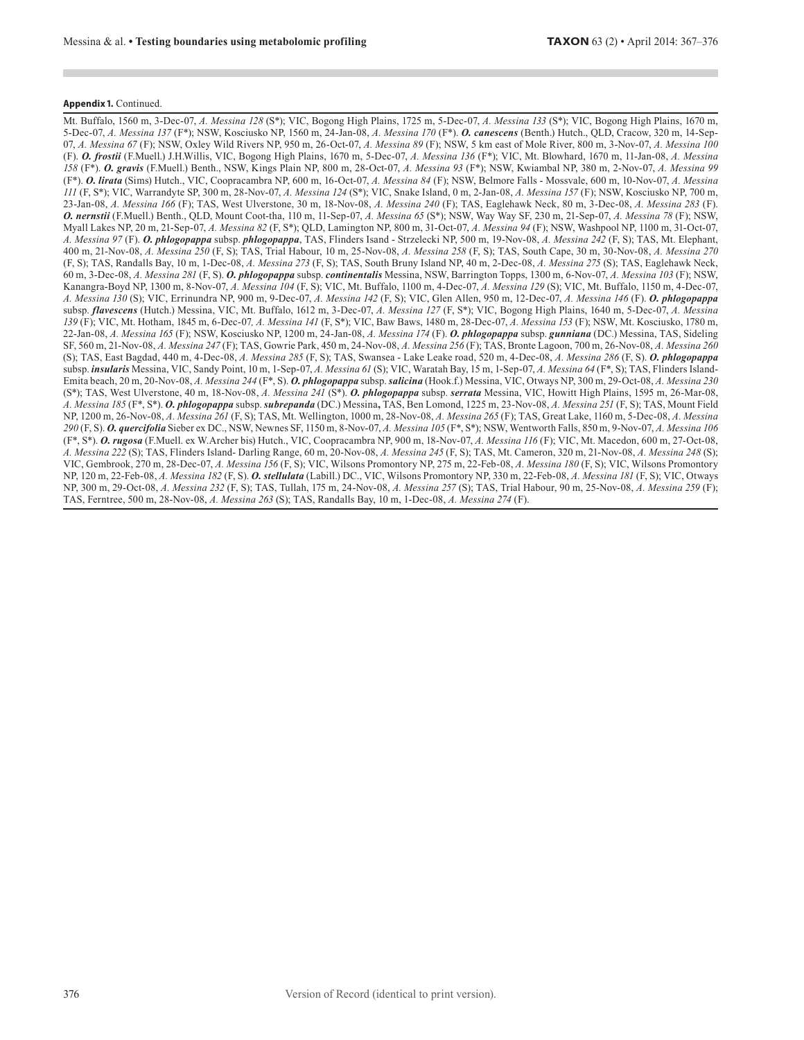**Appendix 1.** Continued.

Mt. Buffalo, 1560 m, 3-Dec-07, *A. Messina 128* (S*); VIC, Bogong High Plains, 1725 m, 5-Dec-07, *A. Messina 133* (S*); VIC, Bogong High Plains, 1670 m, 5-Dec-07, *A. Messina 137* (F*); NSW, Kosciusko NP, 1560 m, 24-Jan-08, *A. Messina 170* (F*). ***O. canescens*** (Benth.) Hutch., QLD, Cracow, 320 m, 14-Sep-07, *A. Messina 67* (F); NSW, Oxley Wild Rivers NP, 950 m, 26-Oct-07, *A. Messina 89* (F); NSW, 5 km east of Mole River, 800 m, 3-Nov-07, *A. Messina 100* (F). ***O. frostii*** (F.Muell.) J.H.Willis, VIC, Bogong High Plains, 1670 m, 5-Dec-07, *A. Messina 136* (F*); VIC, Mt. Blowhard, 1670 m, 11-Jan-08, *A. Messina 158* (F*). ***O. gravis*** (F.Muell.) Benth., NSW, Kings Plain NP, 800 m, 28-Oct-07, *A. Messina 93* (F*); NSW, Kwiambal NP, 380 m, 2-Nov-07, *A. Messina 99* (F*). ***O. lirata*** (Sims) Hutch., VIC, Coopracambra NP, 600 m, 16-Oct-07, *A. Messina 84* (F); NSW, Belmore Falls - Mossvale, 600 m, 10-Nov-07, *A. Messina 111* (F, S*); VIC, Warrandyte SP, 300 m, 28-Nov-07, *A. Messina 124* (S*); VIC, Snake Island, 0 m, 2-Jan-08, *A. Messina 157* (F); NSW, Kosciusko NP, 700 m, 23-Jan-08, *A. Messina 166* (F); TAS, West Ulverstone, 30 m, 18-Nov-08, *A. Messina 240* (F); TAS, Eaglehawk Neck, 80 m, 3-Dec-08, *A. Messina 283* (F). ***O. nernstii*** (F.Muell.) Benth., QLD, Mount Coot-tha, 110 m, 11-Sep-07, *A. Messina 65* (S*); NSW, Way Way SF, 230 m, 21-Sep-07, *A. Messina 78* (F); NSW, Myall Lakes NP, 20 m, 21-Sep-07, *A. Messina 82* (F, S*); QLD, Lamington NP, 800 m, 31-Oct-07, *A. Messina 94* (F); NSW, Washpool NP, 1100 m, 31-Oct-07, *A. Messina 97* (F). ***O. phlogopappa*** subsp. ***phlogopappa***, TAS, Flinders Isand - Strzelecki NP, 500 m, 19-Nov-08, *A. Messina 242* (F, S); TAS, Mt. Elephant, 400 m, 21-Nov-08, *A. Messina 250* (F, S); TAS, Trial Habour, 10 m, 25-Nov-08, *A. Messina 258* (F, S); TAS, South Cape, 30 m, 30-Nov-08, *A. Messina 270* (F, S); TAS, Randalls Bay, 10 m, 1-Dec-08, *A. Messina 273* (F, S); TAS, South Bruny Island NP, 40 m, 2-Dec-08, *A. Messina 275* (S); TAS, Eaglehawk Neck, 60 m, 3-Dec-08, *A. Messina 281* (F, S). ***O. phlogopappa*** subsp. ***continentalis*** Messina, NSW, Barrington Topps, 1300 m, 6-Nov-07, *A. Messina 103* (F); NSW, Kanangra-Boyd NP, 1300 m, 8-Nov-07, *A. Messina 104* (F, S); VIC, Mt. Buffalo, 1100 m, 4-Dec-07, *A. Messina 129* (S); VIC, Mt. Buffalo, 1150 m, 4-Dec-07, *A. Messina 130* (S); VIC, Errinundra NP, 900 m, 9-Dec-07, *A. Messina 142* (F, S); VIC, Glen Allen, 950 m, 12-Dec-07, *A. Messina 146* (F). ***O. phlogopappa*** subsp. ***flavescens*** (Hutch.) Messina, VIC, Mt. Buffalo, 1612 m, 3-Dec-07, *A. Messina 127* (F, S*); VIC, Bogong High Plains, 1640 m, 5-Dec-07, *A. Messina 139* (F); VIC, Mt. Hotham, 1845 m, 6-Dec-07, *A. Messina 141* (F, S*); VIC, Baw Baws, 1480 m, 28-Dec-07, *A. Messina 153* (F); NSW, Mt. Kosciusko, 1780 m, 22-Jan-08, *A. Messina 165* (F); NSW, Kosciusko NP, 1200 m, 24-Jan-08, *A. Messina 174* (F). ***O. phlogopappa*** subsp. ***gunniana*** (DC.) Messina, TAS, Sideling SF, 560 m, 21-Nov-08, *A. Messina 247* (F); TAS, Gowrie Park, 450 m, 24-Nov-08, *A. Messina 256* (F); TAS, Bronte Lagoon, 700 m, 26-Nov-08, *A. Messina 260* (S); TAS, East Bagdad, 440 m, 4-Dec-08, *A. Messina 285* (F, S); TAS, Swansea - Lake Leake road, 520 m, 4-Dec-08, *A. Messina 286* (F, S). ***O. phlogopappa*** subsp. ***insularis*** Messina, VIC, Sandy Point, 10 m, 1-Sep-07, *A. Messina 61* (S); VIC, Waratah Bay, 15 m, 1-Sep-07, *A. Messina 64* (F*, S); TAS, Flinders Island-Emita beach, 20 m, 20-Nov-08, *A. Messina 244* (F*, S). ***O. phlogopappa*** subsp. ***salicina*** (Hook.f.) Messina, VIC, Otways NP, 300 m, 29-Oct-08, *A. Messina 230* (S*); TAS, West Ulverstone, 40 m, 18-Nov-08, *A. Messina 241* (S*). ***O. phlogopappa*** subsp. ***serrata*** Messina, VIC, Howitt High Plains, 1595 m, 26-Mar-08, *A. Messina 185* (F*, S*). ***O. phlogopappa*** subsp. ***subrepanda*** (DC.) Messina**,** TAS, Ben Lomond, 1225 m, 23-Nov-08, *A. Messina 251* (F, S); TAS, Mount Field NP, 1200 m, 26-Nov-08, *A. Messina 261* (F, S); TAS, Mt. Wellington, 1000 m, 28-Nov-08, *A. Messina 265* (F); TAS, Great Lake, 1160 m, 5-Dec-08, *A. Messina 290* (F, S). ***O. quercifolia*** Sieber ex DC., NSW, Newnes SF, 1150 m, 8-Nov-07, *A. Messina 105* (F*, S*); NSW, Wentworth Falls, 850 m, 9-Nov-07, *A. Messina 106* (F*, S*). ***O. rugosa*** (F.Muell. ex W.Archer bis) Hutch., VIC, Coopracambra NP, 900 m, 18-Nov-07, *A. Messina 116* (F); VIC, Mt. Macedon, 600 m, 27-Oct-08, *A. Messina 222* (S); TAS, Flinders Island- Darling Range, 60 m, 20-Nov-08, *A. Messina 245* (F, S); TAS, Mt. Cameron, 320 m, 21-Nov-08, *A. Messina 248* (S); VIC, Gembrook, 270 m, 28-Dec-07, *A. Messina 156* (F, S); VIC, Wilsons Promontory NP, 275 m, 22-Feb-08, *A. Messina 180* (F, S); VIC, Wilsons Promontory NP, 120 m, 22-Feb-08, *A. Messina 182* (F, S). ***O. stellulata*** (Labill.) DC., VIC, Wilsons Promontory NP, 330 m, 22-Feb-08, *A. Messina 181* (F, S); VIC, Otways NP, 300 m, 29-Oct-08, *A. Messina 232* (F, S); TAS, Tullah, 175 m, 24-Nov-08, *A. Messina 257* (S); TAS, Trial Habour, 90 m, 25-Nov-08, *A. Messina 259* (F); TAS, Ferntree, 500 m, 28-Nov-08, *A. Messina 263* (S); TAS, Randalls Bay, 10 m, 1-Dec-08, *A. Messina 274* (F).

Version of Record (identical to print version).